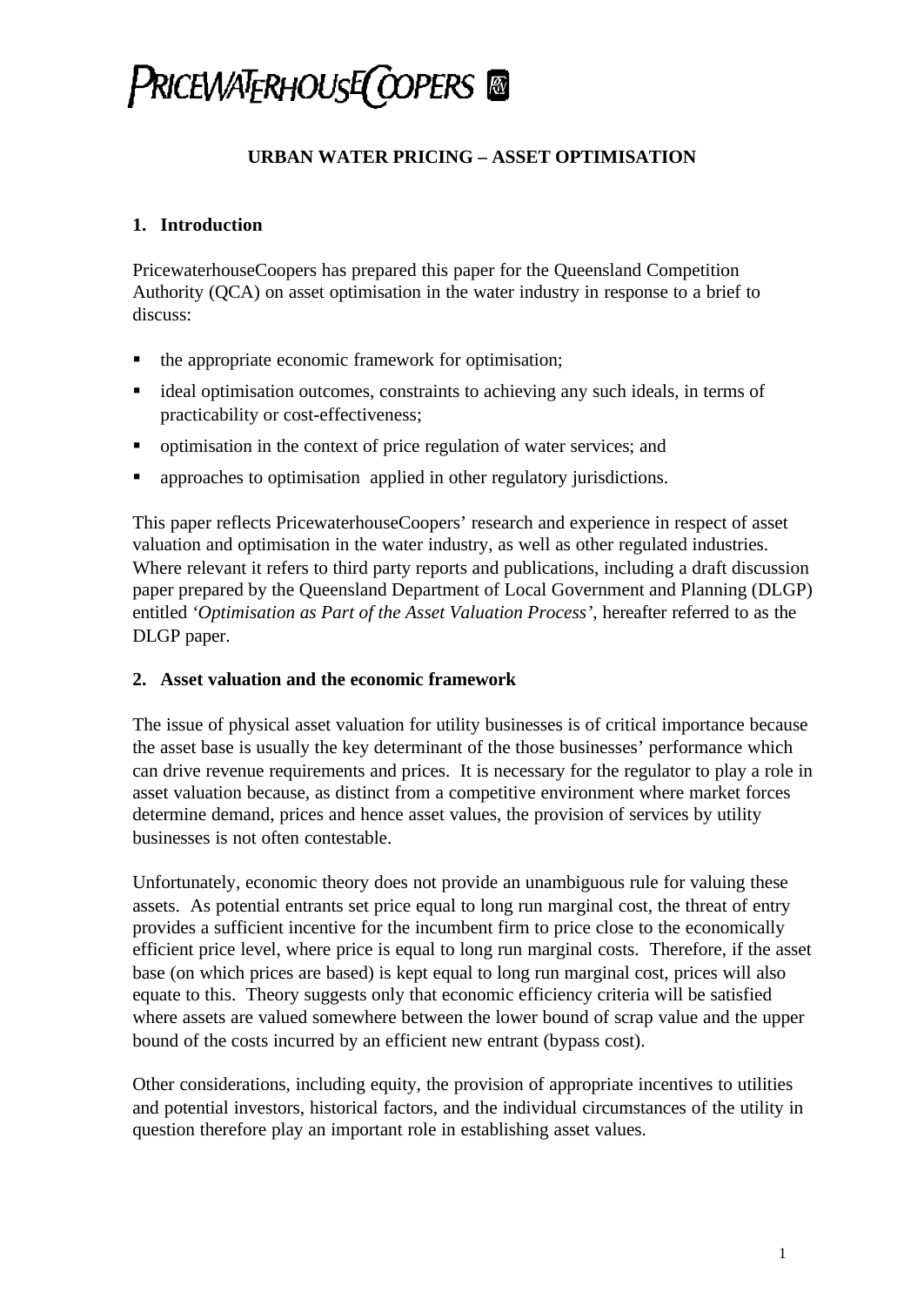PRICEWATERHOUSECOOPERS

# URBAN WATER PRICING – ASSET OPTIMISATION

## 1. Introduction

PricewaterhouseCoopers has prepared this paper for the Queensland Competition Authority (QCA) on asset optimisation in the water industry in response to a brief to discuss:

- the appropriate economic framework for optimisation;
- ideal optimisation outcomes, constraints to achieving any such ideals, in terms of practicability or cost-effectiveness;
- optimisation in the context of price regulation of water services; and
- approaches to optimisation applied in other regulatory jurisdictions.

This paper reflects PricewaterhouseCoopers' research and experience in respect of asset valuation and optimisation in the water industry, as well as other regulated industries. Where relevant it refers to third party reports and publications, including a draft discussion paper prepared by the Queensland Department of Local Government and Planning (DLGP) entitled *'Optimisation as Part of the Asset Valuation Process'*, hereafter referred to as the DLGP paper.

## 2. Asset valuation and the economic framework

The issue of physical asset valuation for utility businesses is of critical importance because the asset base is usually the key determinant of the those businesses' performance which can drive revenue requirements and prices. It is necessary for the regulator to play a role in asset valuation because, as distinct from a competitive environment where market forces determine demand, prices and hence asset values, the provision of services by utility businesses is not often contestable.

Unfortunately, economic theory does not provide an unambiguous rule for valuing these assets. As potential entrants set price equal to long run marginal cost, the threat of entry provides a sufficient incentive for the incumbent firm to price close to the economically efficient price level, where price is equal to long run marginal costs. Therefore, if the asset base (on which prices are based) is kept equal to long run marginal cost, prices will also equate to this. Theory suggests only that economic efficiency criteria will be satisfied where assets are valued somewhere between the lower bound of scrap value and the upper bound of the costs incurred by an efficient new entrant (bypass cost).

Other considerations, including equity, the provision of appropriate incentives to utilities and potential investors, historical factors, and the individual circumstances of the utility in question therefore play an important role in establishing asset values.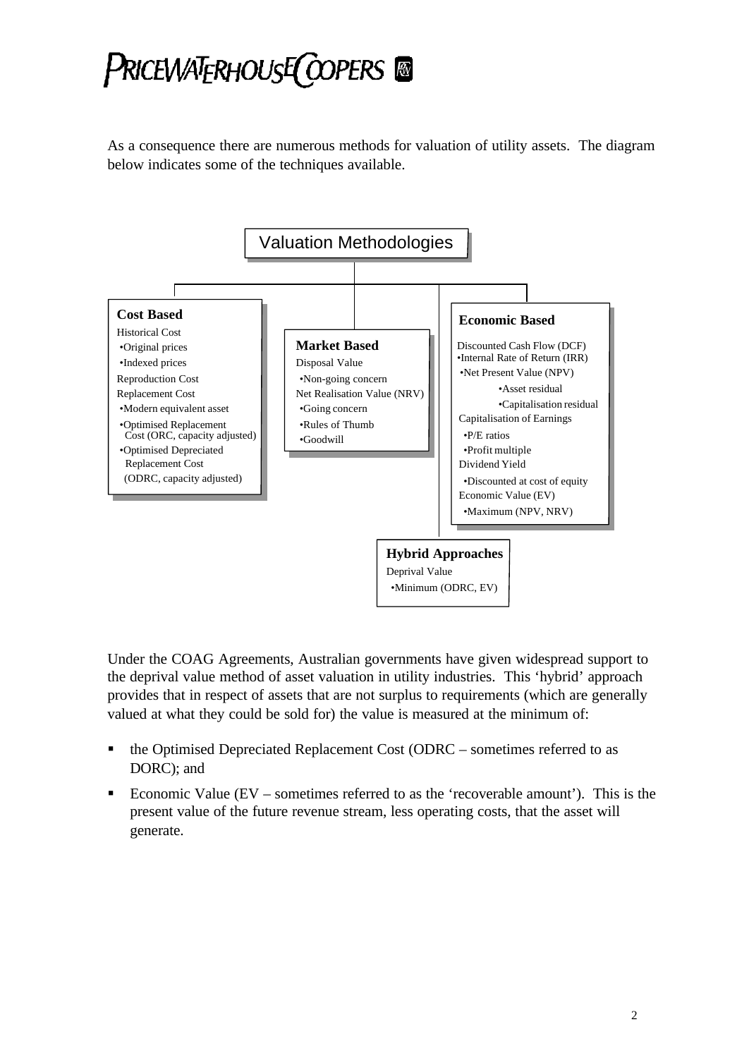As a consequence there are numerous methods for valuation of utility assets. The diagram below indicates some of the techniques available.

**Valuation Methodologies**

**Cost Based**

- Historical Cost
  - •Original prices
  - •Indexed prices
- Reproduction Cost
- Replacement Cost
  - •Modern equivalent asset
  - •Optimised Replacement Cost (ORC, capacity adjusted)
  - •Optimised Depreciated Replacement Cost (ODRC, capacity adjusted)

**Market Based**

- Disposal Value
  - •Non-going concern
- Net Realisation Value (NRV)
  - •Going concern
  - •Rules of Thumb
  - •Goodwill

**Economic Based**

- Discounted Cash Flow (DCF)
  - •Internal Rate of Return (IRR)
  - •Net Present Value (NPV)
    - •Asset residual
    - •Capitalisation residual
- Capitalisation of Earnings
  - •P/E ratios
  - •Profit multiple
- Dividend Yield
  - •Discounted at cost of equity
- Economic Value (EV)
  - •Maximum (NPV, NRV)

**Hybrid Approaches**

- Deprival Value
  - •Minimum (ODRC, EV)

Under the COAG Agreements, Australian governments have given widespread support to the deprival value method of asset valuation in utility industries. This 'hybrid' approach provides that in respect of assets that are not surplus to requirements (which are generally valued at what they could be sold for) the value is measured at the minimum of:

- the Optimised Depreciated Replacement Cost (ODRC – sometimes referred to as DORC); and
- Economic Value (EV – sometimes referred to as the 'recoverable amount'). This is the present value of the future revenue stream, less operating costs, that the asset will generate.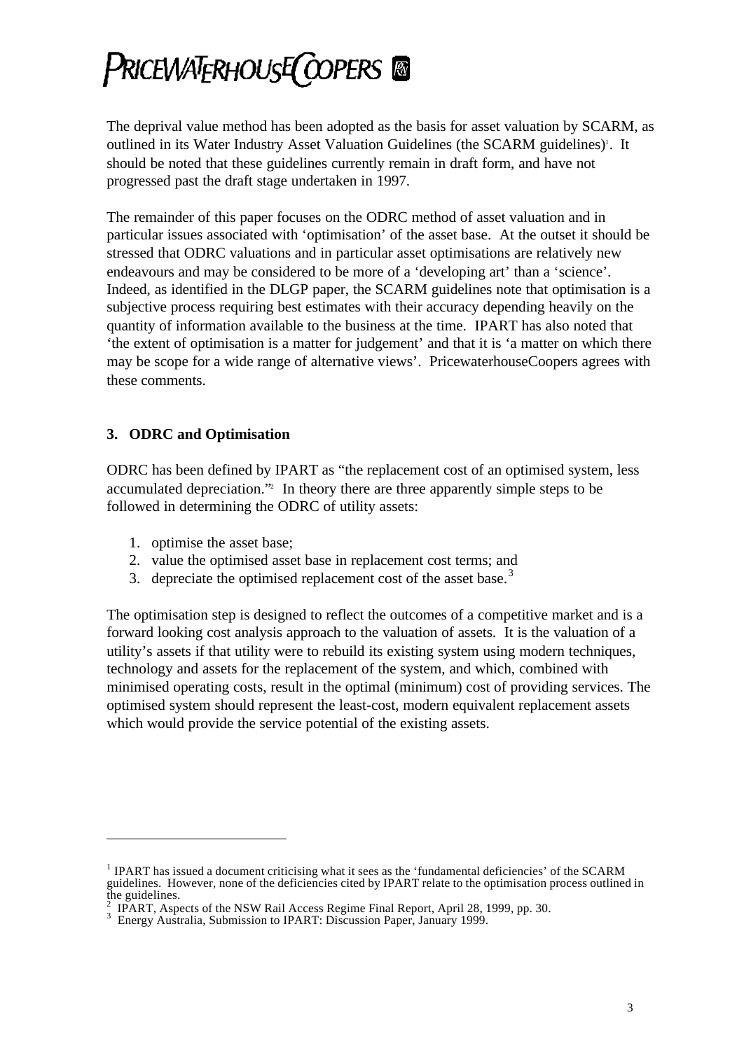The deprival value method has been adopted as the basis for asset valuation by SCARM, as outlined in its Water Industry Asset Valuation Guidelines (the SCARM guidelines)[1]. It should be noted that these guidelines currently remain in draft form, and have not progressed past the draft stage undertaken in 1997.

The remainder of this paper focuses on the ODRC method of asset valuation and in particular issues associated with 'optimisation' of the asset base. At the outset it should be stressed that ODRC valuations and in particular asset optimisations are relatively new endeavours and may be considered to be more of a 'developing art' than a 'science'. Indeed, as identified in the DLGP paper, the SCARM guidelines note that optimisation is a subjective process requiring best estimates with their accuracy depending heavily on the quantity of information available to the business at the time. IPART has also noted that 'the extent of optimisation is a matter for judgement' and that it is 'a matter on which there may be scope for a wide range of alternative views'. PricewaterhouseCoopers agrees with these comments.

## 3. ODRC and Optimisation

ODRC has been defined by IPART as "the replacement cost of an optimised system, less accumulated depreciation."[2] In theory there are three apparently simple steps to be followed in determining the ODRC of utility assets:

1. optimise the asset base;
2. value the optimised asset base in replacement cost terms; and
3. depreciate the optimised replacement cost of the asset base.[3]

The optimisation step is designed to reflect the outcomes of a competitive market and is a forward looking cost analysis approach to the valuation of assets. It is the valuation of a utility's assets if that utility were to rebuild its existing system using modern techniques, technology and assets for the replacement of the system, and which, combined with minimised operating costs, result in the optimal (minimum) cost of providing services. The optimised system should represent the least-cost, modern equivalent replacement assets which would provide the service potential of the existing assets.

---

[1] IPART has issued a document criticising what it sees as the 'fundamental deficiencies' of the SCARM guidelines. However, none of the deficiencies cited by IPART relate to the optimisation process outlined in the guidelines.

[2] IPART, Aspects of the NSW Rail Access Regime Final Report, April 28, 1999, pp. 30.

[3] Energy Australia, Submission to IPART: Discussion Paper, January 1999.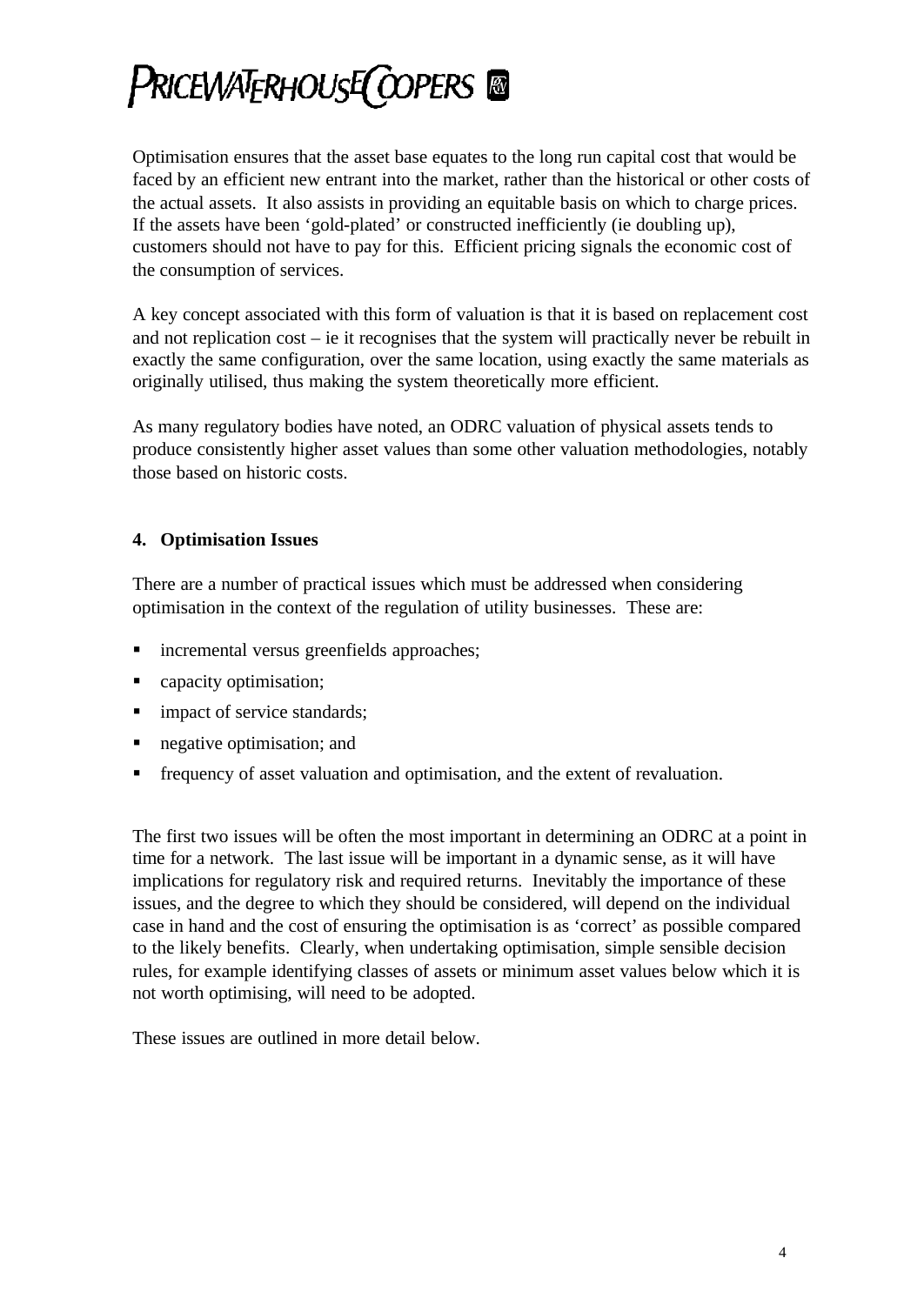Optimisation ensures that the asset base equates to the long run capital cost that would be faced by an efficient new entrant into the market, rather than the historical or other costs of the actual assets. It also assists in providing an equitable basis on which to charge prices. If the assets have been 'gold-plated' or constructed inefficiently (ie doubling up), customers should not have to pay for this. Efficient pricing signals the economic cost of the consumption of services.

A key concept associated with this form of valuation is that it is based on replacement cost and not replication cost – ie it recognises that the system will practically never be rebuilt in exactly the same configuration, over the same location, using exactly the same materials as originally utilised, thus making the system theoretically more efficient.

As many regulatory bodies have noted, an ODRC valuation of physical assets tends to produce consistently higher asset values than some other valuation methodologies, notably those based on historic costs.

## 4. Optimisation Issues

There are a number of practical issues which must be addressed when considering optimisation in the context of the regulation of utility businesses. These are:

- incremental versus greenfields approaches;
- capacity optimisation;
- impact of service standards;
- negative optimisation; and
- frequency of asset valuation and optimisation, and the extent of revaluation.

The first two issues will be often the most important in determining an ODRC at a point in time for a network. The last issue will be important in a dynamic sense, as it will have implications for regulatory risk and required returns. Inevitably the importance of these issues, and the degree to which they should be considered, will depend on the individual case in hand and the cost of ensuring the optimisation is as 'correct' as possible compared to the likely benefits. Clearly, when undertaking optimisation, simple sensible decision rules, for example identifying classes of assets or minimum asset values below which it is not worth optimising, will need to be adopted.

These issues are outlined in more detail below.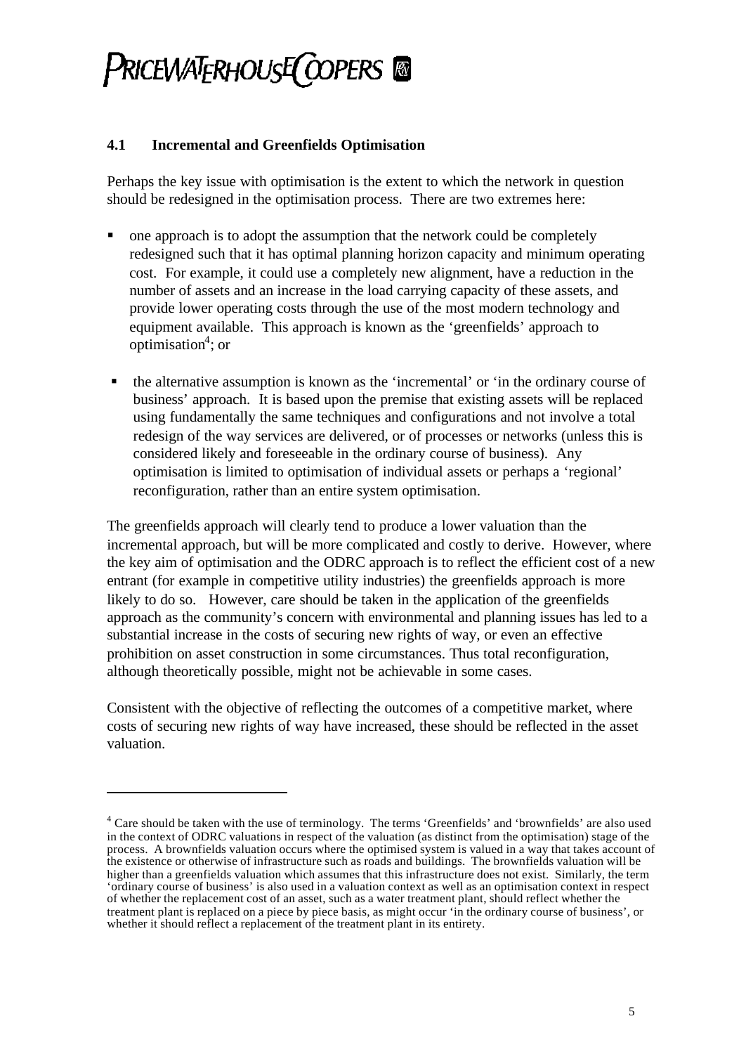### 4.1 Incremental and Greenfields Optimisation

Perhaps the key issue with optimisation is the extent to which the network in question should be redesigned in the optimisation process. There are two extremes here:

- one approach is to adopt the assumption that the network could be completely redesigned such that it has optimal planning horizon capacity and minimum operating cost. For example, it could use a completely new alignment, have a reduction in the number of assets and an increase in the load carrying capacity of these assets, and provide lower operating costs through the use of the most modern technology and equipment available. This approach is known as the 'greenfields' approach to optimisation[4]; or
- the alternative assumption is known as the 'incremental' or 'in the ordinary course of business' approach. It is based upon the premise that existing assets will be replaced using fundamentally the same techniques and configurations and not involve a total redesign of the way services are delivered, or of processes or networks (unless this is considered likely and foreseeable in the ordinary course of business). Any optimisation is limited to optimisation of individual assets or perhaps a 'regional' reconfiguration, rather than an entire system optimisation.

The greenfields approach will clearly tend to produce a lower valuation than the incremental approach, but will be more complicated and costly to derive. However, where the key aim of optimisation and the ODRC approach is to reflect the efficient cost of a new entrant (for example in competitive utility industries) the greenfields approach is more likely to do so. However, care should be taken in the application of the greenfields approach as the community's concern with environmental and planning issues has led to a substantial increase in the costs of securing new rights of way, or even an effective prohibition on asset construction in some circumstances. Thus total reconfiguration, although theoretically possible, might not be achievable in some cases.

Consistent with the objective of reflecting the outcomes of a competitive market, where costs of securing new rights of way have increased, these should be reflected in the asset valuation.

---

[4] Care should be taken with the use of terminology. The terms 'Greenfields' and 'brownfields' are also used in the context of ODRC valuations in respect of the valuation (as distinct from the optimisation) stage of the process. A brownfields valuation occurs where the optimised system is valued in a way that takes account of the existence or otherwise of infrastructure such as roads and buildings. The brownfields valuation will be higher than a greenfields valuation which assumes that this infrastructure does not exist. Similarly, the term 'ordinary course of business' is also used in a valuation context as well as an optimisation context in respect of whether the replacement cost of an asset, such as a water treatment plant, should reflect whether the treatment plant is replaced on a piece by piece basis, as might occur 'in the ordinary course of business', or whether it should reflect a replacement of the treatment plant in its entirety.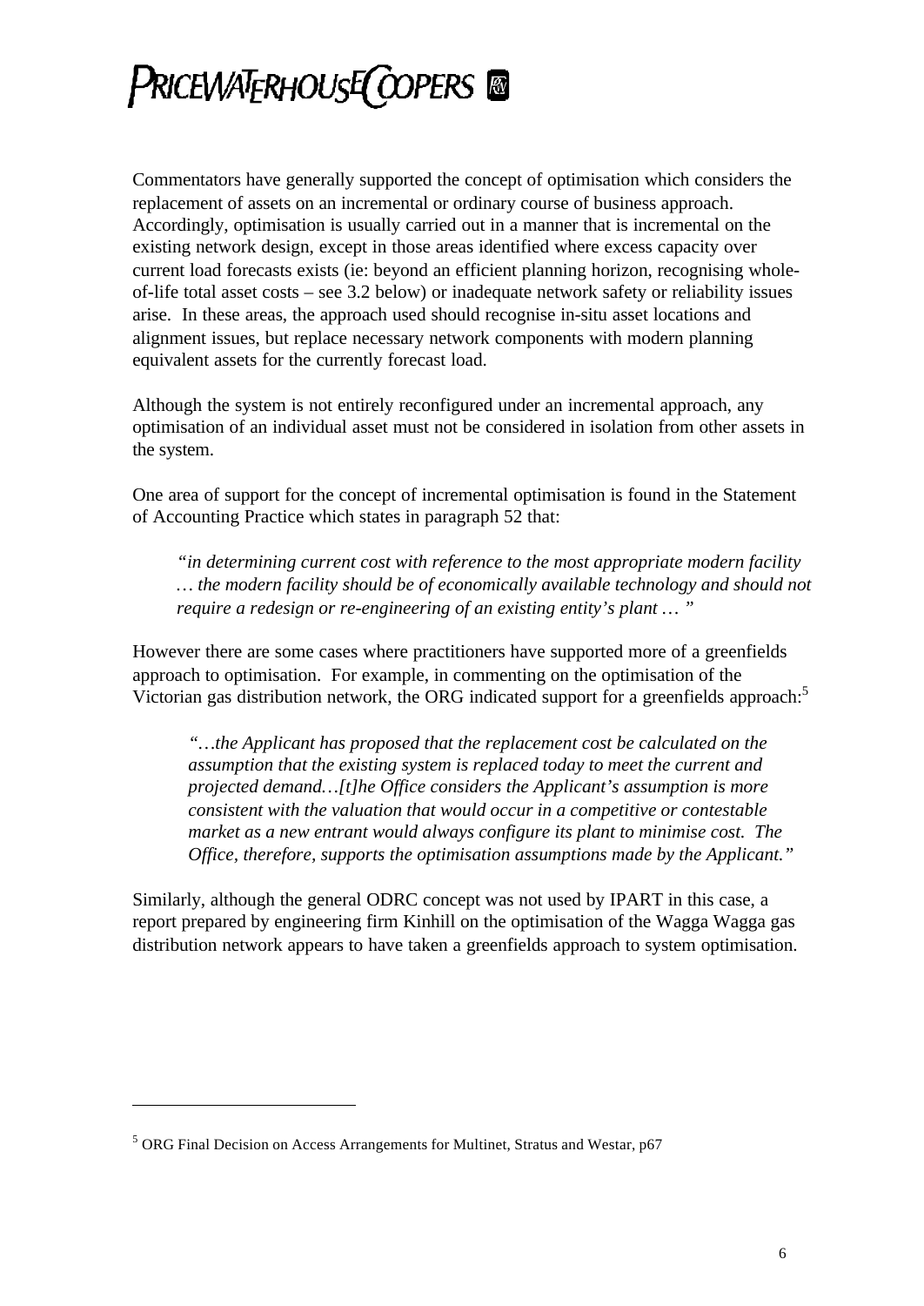Commentators have generally supported the concept of optimisation which considers the replacement of assets on an incremental or ordinary course of business approach. Accordingly, optimisation is usually carried out in a manner that is incremental on the existing network design, except in those areas identified where excess capacity over current load forecasts exists (ie: beyond an efficient planning horizon, recognising whole-of-life total asset costs – see 3.2 below) or inadequate network safety or reliability issues arise. In these areas, the approach used should recognise in-situ asset locations and alignment issues, but replace necessary network components with modern planning equivalent assets for the currently forecast load.

Although the system is not entirely reconfigured under an incremental approach, any optimisation of an individual asset must not be considered in isolation from other assets in the system.

One area of support for the concept of incremental optimisation is found in the Statement of Accounting Practice which states in paragraph 52 that:

> *"in determining current cost with reference to the most appropriate modern facility … the modern facility should be of economically available technology and should not require a redesign or re-engineering of an existing entity's plant … "*

However there are some cases where practitioners have supported more of a greenfields approach to optimisation. For example, in commenting on the optimisation of the Victorian gas distribution network, the ORG indicated support for a greenfields approach:[5]

> *"…the Applicant has proposed that the replacement cost be calculated on the assumption that the existing system is replaced today to meet the current and projected demand…[t]he Office considers the Applicant's assumption is more consistent with the valuation that would occur in a competitive or contestable market as a new entrant would always configure its plant to minimise cost. The Office, therefore, supports the optimisation assumptions made by the Applicant."*

Similarly, although the general ODRC concept was not used by IPART in this case, a report prepared by engineering firm Kinhill on the optimisation of the Wagga Wagga gas distribution network appears to have taken a greenfields approach to system optimisation.

---

[5] ORG Final Decision on Access Arrangements for Multinet, Stratus and Westar, p67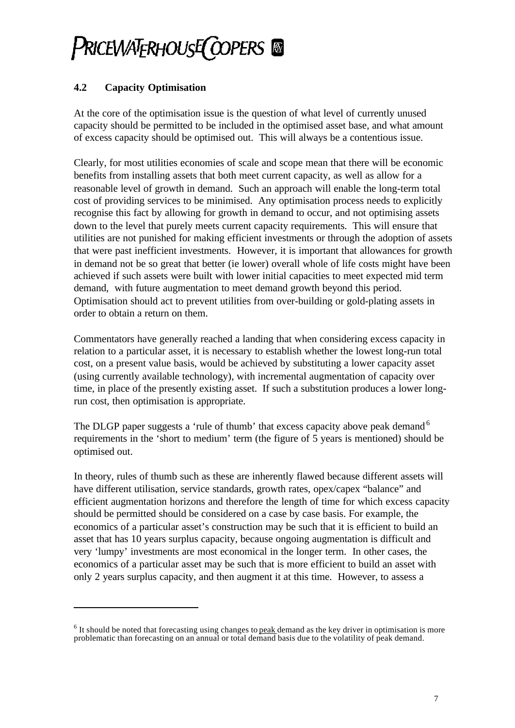### 4.2 Capacity Optimisation

At the core of the optimisation issue is the question of what level of currently unused capacity should be permitted to be included in the optimised asset base, and what amount of excess capacity should be optimised out. This will always be a contentious issue.

Clearly, for most utilities economies of scale and scope mean that there will be economic benefits from installing assets that both meet current capacity, as well as allow for a reasonable level of growth in demand. Such an approach will enable the long-term total cost of providing services to be minimised. Any optimisation process needs to explicitly recognise this fact by allowing for growth in demand to occur, and not optimising assets down to the level that purely meets current capacity requirements. This will ensure that utilities are not punished for making efficient investments or through the adoption of assets that were past inefficient investments. However, it is important that allowances for growth in demand not be so great that better (ie lower) overall whole of life costs might have been achieved if such assets were built with lower initial capacities to meet expected mid term demand, with future augmentation to meet demand growth beyond this period. Optimisation should act to prevent utilities from over-building or gold-plating assets in order to obtain a return on them.

Commentators have generally reached a landing that when considering excess capacity in relation to a particular asset, it is necessary to establish whether the lowest long-run total cost, on a present value basis, would be achieved by substituting a lower capacity asset (using currently available technology), with incremental augmentation of capacity over time, in place of the presently existing asset. If such a substitution produces a lower long-run cost, then optimisation is appropriate.

The DLGP paper suggests a 'rule of thumb' that excess capacity above peak demand[6] requirements in the 'short to medium' term (the figure of 5 years is mentioned) should be optimised out.

In theory, rules of thumb such as these are inherently flawed because different assets will have different utilisation, service standards, growth rates, opex/capex "balance" and efficient augmentation horizons and therefore the length of time for which excess capacity should be permitted should be considered on a case by case basis. For example, the economics of a particular asset's construction may be such that it is efficient to build an asset that has 10 years surplus capacity, because ongoing augmentation is difficult and very 'lumpy' investments are most economical in the longer term. In other cases, the economics of a particular asset may be such that is more efficient to build an asset with only 2 years surplus capacity, and then augment it at this time. However, to assess a

---

[6] It should be noted that forecasting using changes to peak demand as the key driver in optimisation is more problematic than forecasting on an annual or total demand basis due to the volatility of peak demand.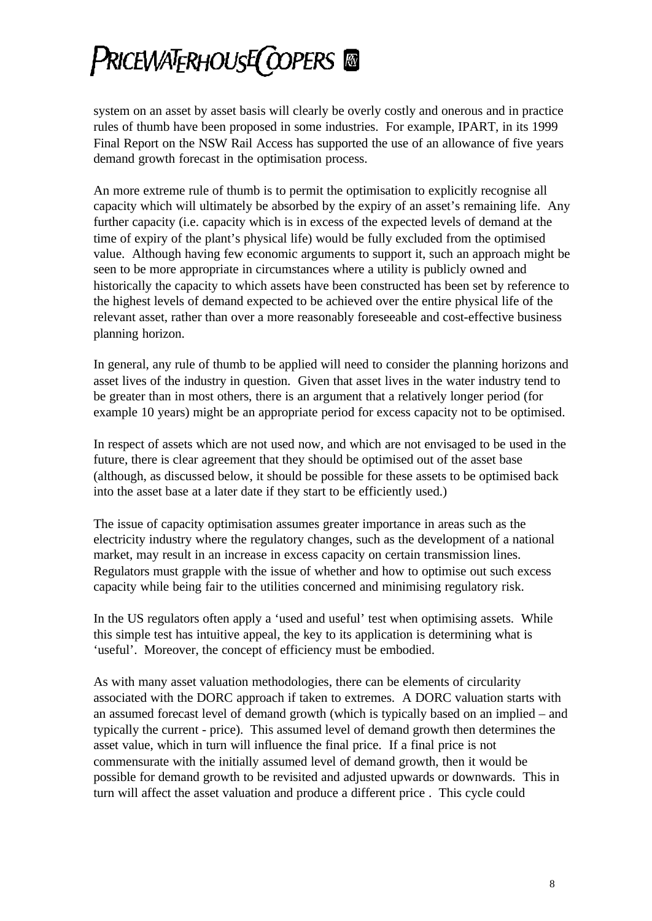system on an asset by asset basis will clearly be overly costly and onerous and in practice rules of thumb have been proposed in some industries. For example, IPART, in its 1999 Final Report on the NSW Rail Access has supported the use of an allowance of five years demand growth forecast in the optimisation process.

An more extreme rule of thumb is to permit the optimisation to explicitly recognise all capacity which will ultimately be absorbed by the expiry of an asset's remaining life. Any further capacity (i.e. capacity which is in excess of the expected levels of demand at the time of expiry of the plant's physical life) would be fully excluded from the optimised value. Although having few economic arguments to support it, such an approach might be seen to be more appropriate in circumstances where a utility is publicly owned and historically the capacity to which assets have been constructed has been set by reference to the highest levels of demand expected to be achieved over the entire physical life of the relevant asset, rather than over a more reasonably foreseeable and cost-effective business planning horizon.

In general, any rule of thumb to be applied will need to consider the planning horizons and asset lives of the industry in question. Given that asset lives in the water industry tend to be greater than in most others, there is an argument that a relatively longer period (for example 10 years) might be an appropriate period for excess capacity not to be optimised.

In respect of assets which are not used now, and which are not envisaged to be used in the future, there is clear agreement that they should be optimised out of the asset base (although, as discussed below, it should be possible for these assets to be optimised back into the asset base at a later date if they start to be efficiently used.)

The issue of capacity optimisation assumes greater importance in areas such as the electricity industry where the regulatory changes, such as the development of a national market, may result in an increase in excess capacity on certain transmission lines. Regulators must grapple with the issue of whether and how to optimise out such excess capacity while being fair to the utilities concerned and minimising regulatory risk.

In the US regulators often apply a 'used and useful' test when optimising assets. While this simple test has intuitive appeal, the key to its application is determining what is 'useful'. Moreover, the concept of efficiency must be embodied.

As with many asset valuation methodologies, there can be elements of circularity associated with the DORC approach if taken to extremes. A DORC valuation starts with an assumed forecast level of demand growth (which is typically based on an implied – and typically the current - price). This assumed level of demand growth then determines the asset value, which in turn will influence the final price. If a final price is not commensurate with the initially assumed level of demand growth, then it would be possible for demand growth to be revisited and adjusted upwards or downwards. This in turn will affect the asset valuation and produce a different price . This cycle could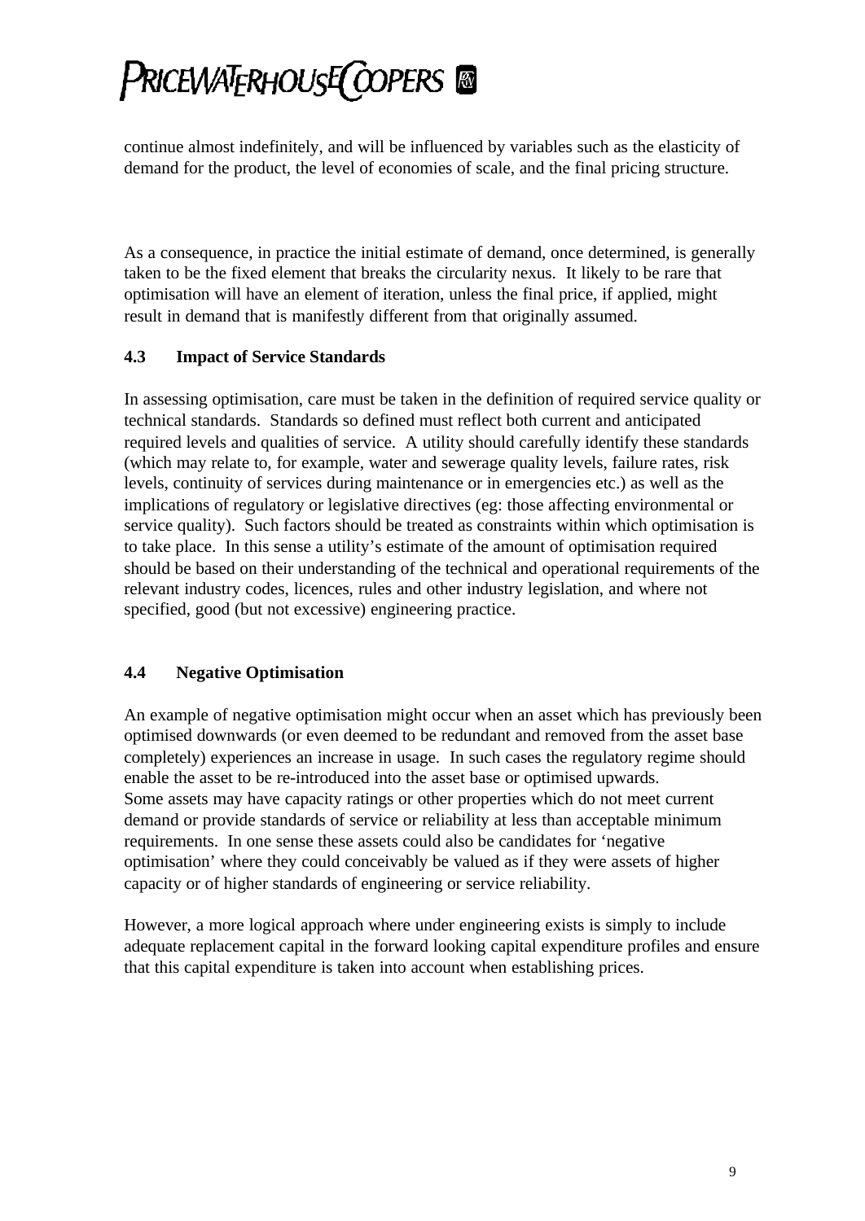continue almost indefinitely, and will be influenced by variables such as the elasticity of demand for the product, the level of economies of scale, and the final pricing structure.

As a consequence, in practice the initial estimate of demand, once determined, is generally taken to be the fixed element that breaks the circularity nexus. It likely to be rare that optimisation will have an element of iteration, unless the final price, if applied, might result in demand that is manifestly different from that originally assumed.

### 4.3 Impact of Service Standards

In assessing optimisation, care must be taken in the definition of required service quality or technical standards. Standards so defined must reflect both current and anticipated required levels and qualities of service. A utility should carefully identify these standards (which may relate to, for example, water and sewerage quality levels, failure rates, risk levels, continuity of services during maintenance or in emergencies etc.) as well as the implications of regulatory or legislative directives (eg: those affecting environmental or service quality). Such factors should be treated as constraints within which optimisation is to take place. In this sense a utility's estimate of the amount of optimisation required should be based on their understanding of the technical and operational requirements of the relevant industry codes, licences, rules and other industry legislation, and where not specified, good (but not excessive) engineering practice.

### 4.4 Negative Optimisation

An example of negative optimisation might occur when an asset which has previously been optimised downwards (or even deemed to be redundant and removed from the asset base completely) experiences an increase in usage. In such cases the regulatory regime should enable the asset to be re-introduced into the asset base or optimised upwards.
Some assets may have capacity ratings or other properties which do not meet current demand or provide standards of service or reliability at less than acceptable minimum requirements. In one sense these assets could also be candidates for 'negative optimisation' where they could conceivably be valued as if they were assets of higher capacity or of higher standards of engineering or service reliability.

However, a more logical approach where under engineering exists is simply to include adequate replacement capital in the forward looking capital expenditure profiles and ensure that this capital expenditure is taken into account when establishing prices.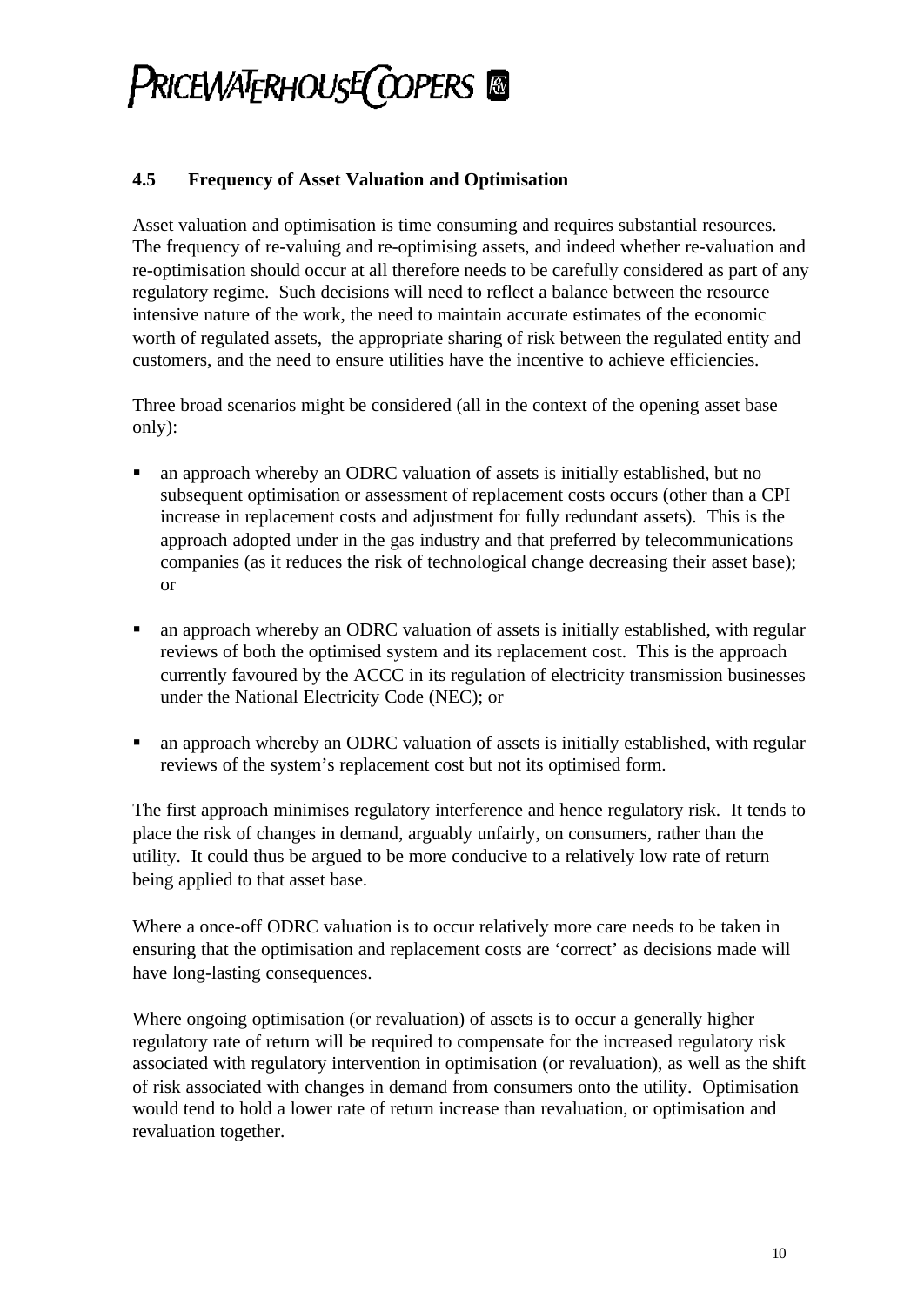### 4.5 Frequency of Asset Valuation and Optimisation

Asset valuation and optimisation is time consuming and requires substantial resources. The frequency of re-valuing and re-optimising assets, and indeed whether re-valuation and re-optimisation should occur at all therefore needs to be carefully considered as part of any regulatory regime. Such decisions will need to reflect a balance between the resource intensive nature of the work, the need to maintain accurate estimates of the economic worth of regulated assets, the appropriate sharing of risk between the regulated entity and customers, and the need to ensure utilities have the incentive to achieve efficiencies.

Three broad scenarios might be considered (all in the context of the opening asset base only):

- an approach whereby an ODRC valuation of assets is initially established, but no subsequent optimisation or assessment of replacement costs occurs (other than a CPI increase in replacement costs and adjustment for fully redundant assets). This is the approach adopted under in the gas industry and that preferred by telecommunications companies (as it reduces the risk of technological change decreasing their asset base); or

- an approach whereby an ODRC valuation of assets is initially established, with regular reviews of both the optimised system and its replacement cost. This is the approach currently favoured by the ACCC in its regulation of electricity transmission businesses under the National Electricity Code (NEC); or

- an approach whereby an ODRC valuation of assets is initially established, with regular reviews of the system's replacement cost but not its optimised form.

The first approach minimises regulatory interference and hence regulatory risk. It tends to place the risk of changes in demand, arguably unfairly, on consumers, rather than the utility. It could thus be argued to be more conducive to a relatively low rate of return being applied to that asset base.

Where a once-off ODRC valuation is to occur relatively more care needs to be taken in ensuring that the optimisation and replacement costs are 'correct' as decisions made will have long-lasting consequences.

Where ongoing optimisation (or revaluation) of assets is to occur a generally higher regulatory rate of return will be required to compensate for the increased regulatory risk associated with regulatory intervention in optimisation (or revaluation), as well as the shift of risk associated with changes in demand from consumers onto the utility. Optimisation would tend to hold a lower rate of return increase than revaluation, or optimisation and revaluation together.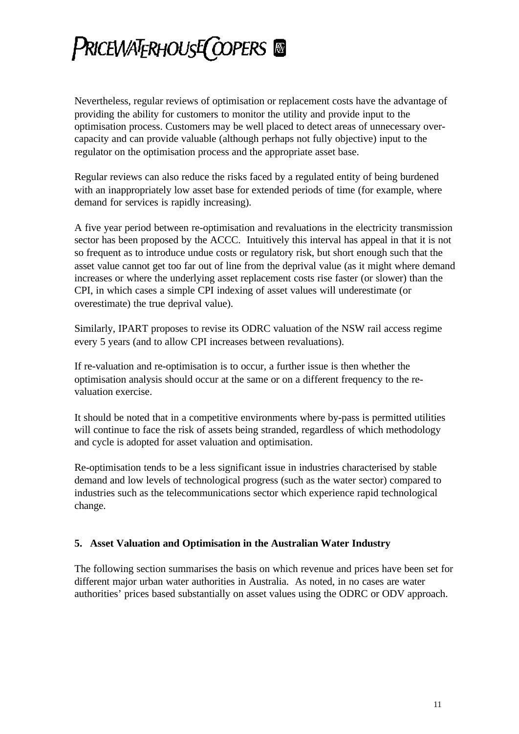Nevertheless, regular reviews of optimisation or replacement costs have the advantage of providing the ability for customers to monitor the utility and provide input to the optimisation process. Customers may be well placed to detect areas of unnecessary over-capacity and can provide valuable (although perhaps not fully objective) input to the regulator on the optimisation process and the appropriate asset base.

Regular reviews can also reduce the risks faced by a regulated entity of being burdened with an inappropriately low asset base for extended periods of time (for example, where demand for services is rapidly increasing).

A five year period between re-optimisation and revaluations in the electricity transmission sector has been proposed by the ACCC. Intuitively this interval has appeal in that it is not so frequent as to introduce undue costs or regulatory risk, but short enough such that the asset value cannot get too far out of line from the deprival value (as it might where demand increases or where the underlying asset replacement costs rise faster (or slower) than the CPI, in which cases a simple CPI indexing of asset values will underestimate (or overestimate) the true deprival value).

Similarly, IPART proposes to revise its ODRC valuation of the NSW rail access regime every 5 years (and to allow CPI increases between revaluations).

If re-valuation and re-optimisation is to occur, a further issue is then whether the optimisation analysis should occur at the same or on a different frequency to the re-valuation exercise.

It should be noted that in a competitive environments where by-pass is permitted utilities will continue to face the risk of assets being stranded, regardless of which methodology and cycle is adopted for asset valuation and optimisation.

Re-optimisation tends to be a less significant issue in industries characterised by stable demand and low levels of technological progress (such as the water sector) compared to industries such as the telecommunications sector which experience rapid technological change.

## 5. Asset Valuation and Optimisation in the Australian Water Industry

The following section summarises the basis on which revenue and prices have been set for different major urban water authorities in Australia. As noted, in no cases are water authorities' prices based substantially on asset values using the ODRC or ODV approach.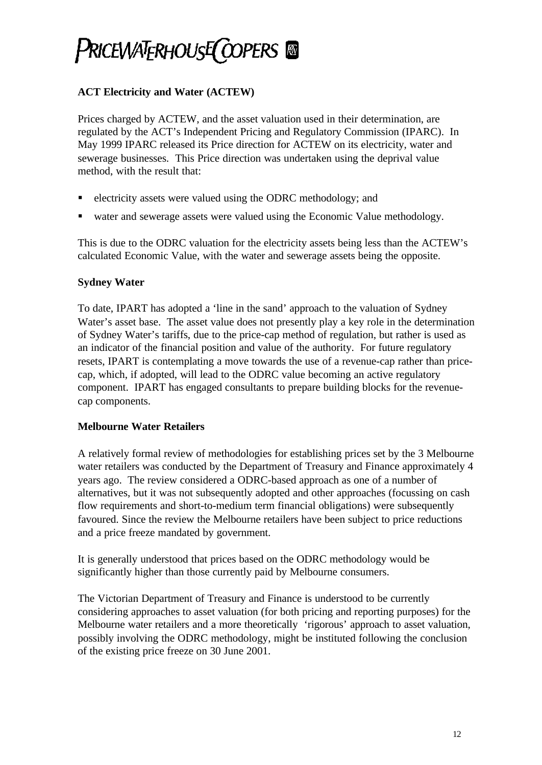**ACT Electricity and Water (ACTEW)**

Prices charged by ACTEW, and the asset valuation used in their determination, are regulated by the ACT's Independent Pricing and Regulatory Commission (IPARC). In May 1999 IPARC released its Price direction for ACTEW on its electricity, water and sewerage businesses. This Price direction was undertaken using the deprival value method, with the result that:

- electricity assets were valued using the ODRC methodology; and
- water and sewerage assets were valued using the Economic Value methodology.

This is due to the ODRC valuation for the electricity assets being less than the ACTEW's calculated Economic Value, with the water and sewerage assets being the opposite.

**Sydney Water**

To date, IPART has adopted a 'line in the sand' approach to the valuation of Sydney Water's asset base. The asset value does not presently play a key role in the determination of Sydney Water's tariffs, due to the price-cap method of regulation, but rather is used as an indicator of the financial position and value of the authority. For future regulatory resets, IPART is contemplating a move towards the use of a revenue-cap rather than price-cap, which, if adopted, will lead to the ODRC value becoming an active regulatory component. IPART has engaged consultants to prepare building blocks for the revenue-cap components.

**Melbourne Water Retailers**

A relatively formal review of methodologies for establishing prices set by the 3 Melbourne water retailers was conducted by the Department of Treasury and Finance approximately 4 years ago. The review considered a ODRC-based approach as one of a number of alternatives, but it was not subsequently adopted and other approaches (focussing on cash flow requirements and short-to-medium term financial obligations) were subsequently favoured. Since the review the Melbourne retailers have been subject to price reductions and a price freeze mandated by government.

It is generally understood that prices based on the ODRC methodology would be significantly higher than those currently paid by Melbourne consumers.

The Victorian Department of Treasury and Finance is understood to be currently considering approaches to asset valuation (for both pricing and reporting purposes) for the Melbourne water retailers and a more theoretically 'rigorous' approach to asset valuation, possibly involving the ODRC methodology, might be instituted following the conclusion of the existing price freeze on 30 June 2001.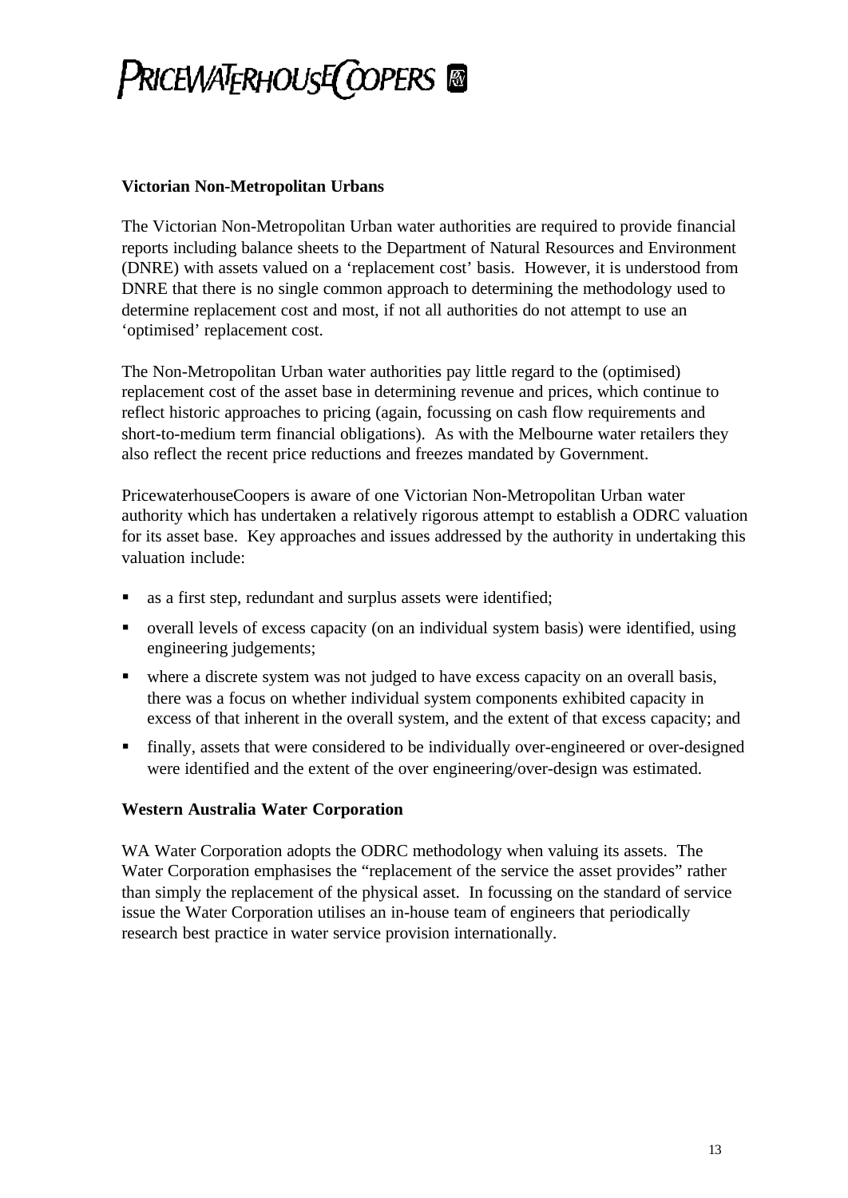**Victorian Non-Metropolitan Urbans**

The Victorian Non-Metropolitan Urban water authorities are required to provide financial reports including balance sheets to the Department of Natural Resources and Environment (DNRE) with assets valued on a 'replacement cost' basis. However, it is understood from DNRE that there is no single common approach to determining the methodology used to determine replacement cost and most, if not all authorities do not attempt to use an 'optimised' replacement cost.

The Non-Metropolitan Urban water authorities pay little regard to the (optimised) replacement cost of the asset base in determining revenue and prices, which continue to reflect historic approaches to pricing (again, focussing on cash flow requirements and short-to-medium term financial obligations). As with the Melbourne water retailers they also reflect the recent price reductions and freezes mandated by Government.

PricewaterhouseCoopers is aware of one Victorian Non-Metropolitan Urban water authority which has undertaken a relatively rigorous attempt to establish a ODRC valuation for its asset base. Key approaches and issues addressed by the authority in undertaking this valuation include:

- as a first step, redundant and surplus assets were identified;
- overall levels of excess capacity (on an individual system basis) were identified, using engineering judgements;
- where a discrete system was not judged to have excess capacity on an overall basis, there was a focus on whether individual system components exhibited capacity in excess of that inherent in the overall system, and the extent of that excess capacity; and
- finally, assets that were considered to be individually over-engineered or over-designed were identified and the extent of the over engineering/over-design was estimated.

**Western Australia Water Corporation**

WA Water Corporation adopts the ODRC methodology when valuing its assets. The Water Corporation emphasises the "replacement of the service the asset provides" rather than simply the replacement of the physical asset. In focussing on the standard of service issue the Water Corporation utilises an in-house team of engineers that periodically research best practice in water service provision internationally.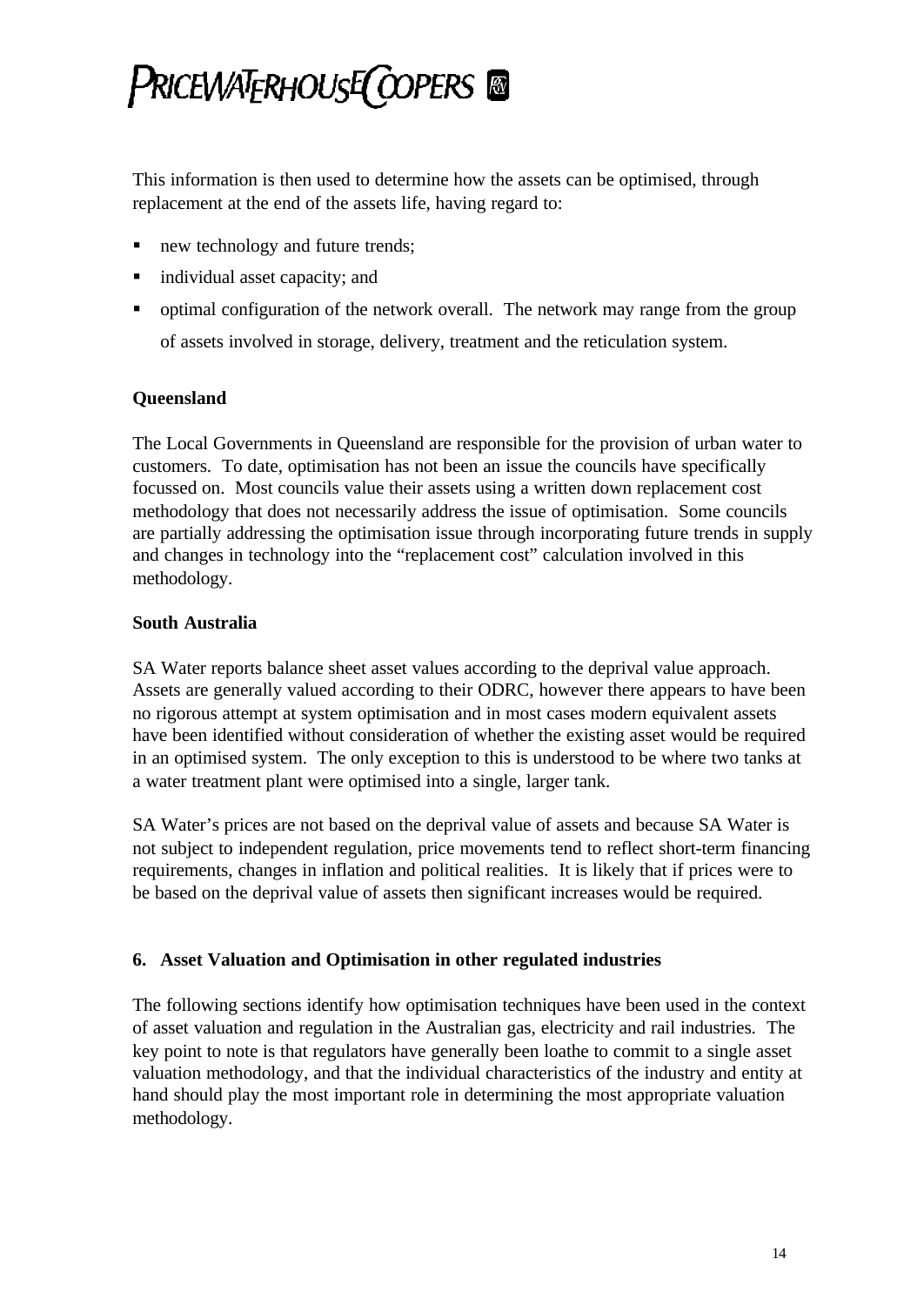This information is then used to determine how the assets can be optimised, through replacement at the end of the assets life, having regard to:

- new technology and future trends;
- individual asset capacity; and
- optimal configuration of the network overall. The network may range from the group of assets involved in storage, delivery, treatment and the reticulation system.

**Queensland**

The Local Governments in Queensland are responsible for the provision of urban water to customers. To date, optimisation has not been an issue the councils have specifically focussed on. Most councils value their assets using a written down replacement cost methodology that does not necessarily address the issue of optimisation. Some councils are partially addressing the optimisation issue through incorporating future trends in supply and changes in technology into the "replacement cost" calculation involved in this methodology.

**South Australia**

SA Water reports balance sheet asset values according to the deprival value approach. Assets are generally valued according to their ODRC, however there appears to have been no rigorous attempt at system optimisation and in most cases modern equivalent assets have been identified without consideration of whether the existing asset would be required in an optimised system. The only exception to this is understood to be where two tanks at a water treatment plant were optimised into a single, larger tank.

SA Water's prices are not based on the deprival value of assets and because SA Water is not subject to independent regulation, price movements tend to reflect short-term financing requirements, changes in inflation and political realities. It is likely that if prices were to be based on the deprival value of assets then significant increases would be required.

## 6. Asset Valuation and Optimisation in other regulated industries

The following sections identify how optimisation techniques have been used in the context of asset valuation and regulation in the Australian gas, electricity and rail industries. The key point to note is that regulators have generally been loathe to commit to a single asset valuation methodology, and that the individual characteristics of the industry and entity at hand should play the most important role in determining the most appropriate valuation methodology.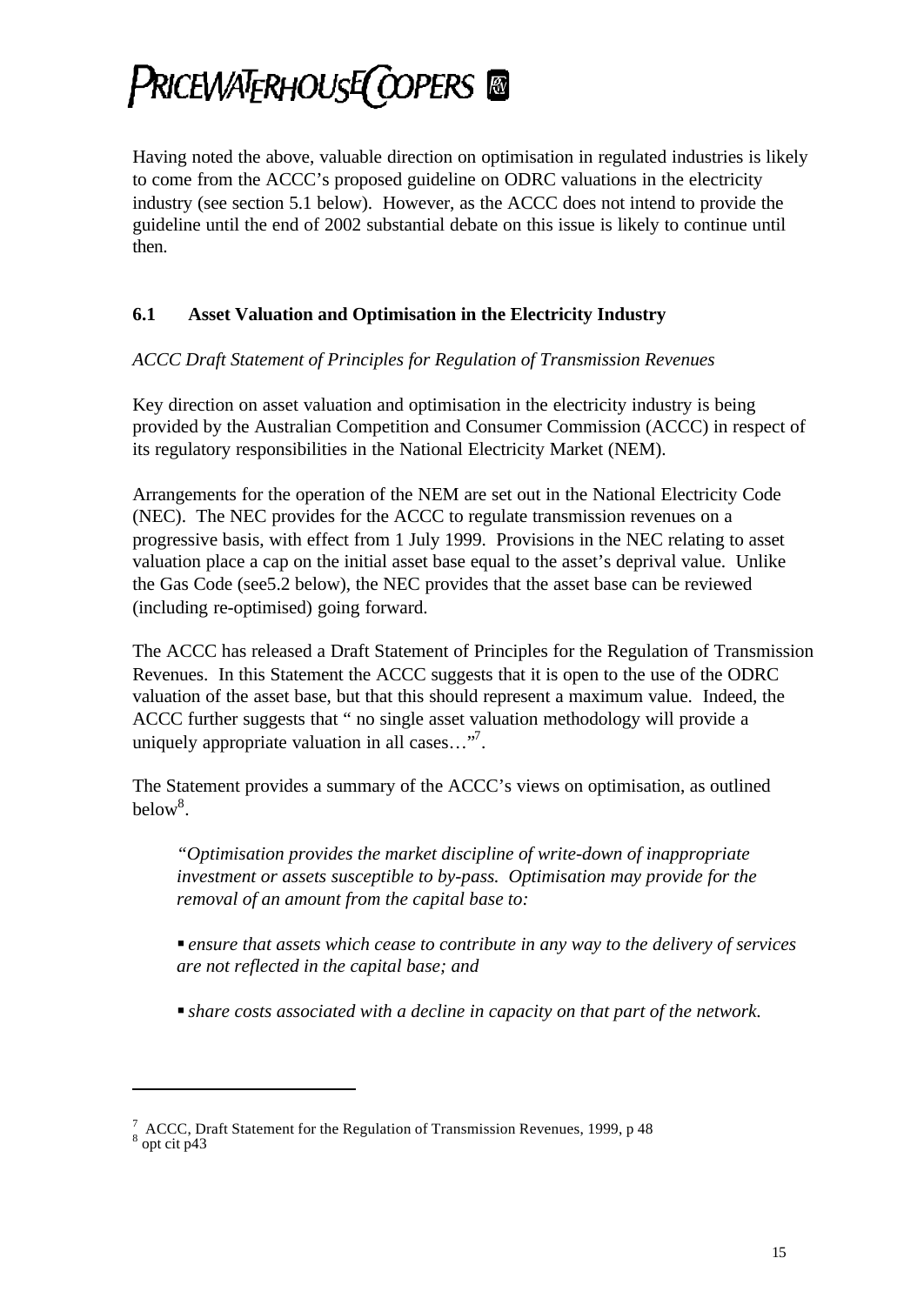Having noted the above, valuable direction on optimisation in regulated industries is likely to come from the ACCC's proposed guideline on ODRC valuations in the electricity industry (see section 5.1 below). However, as the ACCC does not intend to provide the guideline until the end of 2002 substantial debate on this issue is likely to continue until then.

## 6.1 Asset Valuation and Optimisation in the Electricity Industry

*ACCC Draft Statement of Principles for Regulation of Transmission Revenues*

Key direction on asset valuation and optimisation in the electricity industry is being provided by the Australian Competition and Consumer Commission (ACCC) in respect of its regulatory responsibilities in the National Electricity Market (NEM).

Arrangements for the operation of the NEM are set out in the National Electricity Code (NEC). The NEC provides for the ACCC to regulate transmission revenues on a progressive basis, with effect from 1 July 1999. Provisions in the NEC relating to asset valuation place a cap on the initial asset base equal to the asset's deprival value. Unlike the Gas Code (see5.2 below), the NEC provides that the asset base can be reviewed (including re-optimised) going forward.

The ACCC has released a Draft Statement of Principles for the Regulation of Transmission Revenues. In this Statement the ACCC suggests that it is open to the use of the ODRC valuation of the asset base, but that this should represent a maximum value. Indeed, the ACCC further suggests that " no single asset valuation methodology will provide a uniquely appropriate valuation in all cases…"[7].

The Statement provides a summary of the ACCC's views on optimisation, as outlined below[8].

> *"Optimisation provides the market discipline of write-down of inappropriate investment or assets susceptible to by-pass. Optimisation may provide for the removal of an amount from the capital base to:*
>
> - *ensure that assets which cease to contribute in any way to the delivery of services are not reflected in the capital base; and*
> - *share costs associated with a decline in capacity on that part of the network.*

---

[7] ACCC, Draft Statement for the Regulation of Transmission Revenues, 1999, p 48

[8] opt cit p43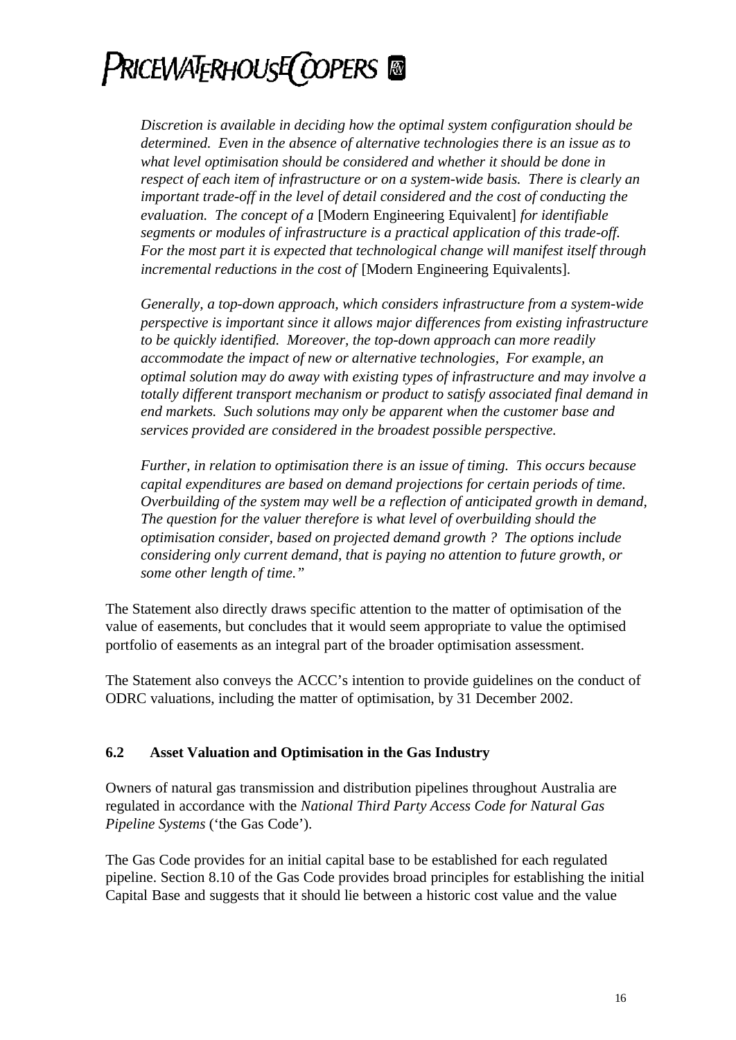*Discretion is available in deciding how the optimal system configuration should be determined. Even in the absence of alternative technologies there is an issue as to what level optimisation should be considered and whether it should be done in respect of each item of infrastructure or on a system-wide basis. There is clearly an important trade-off in the level of detail considered and the cost of conducting the evaluation. The concept of a* [Modern Engineering Equivalent] *for identifiable segments or modules of infrastructure is a practical application of this trade-off. For the most part it is expected that technological change will manifest itself through incremental reductions in the cost of* [Modern Engineering Equivalents].

*Generally, a top-down approach, which considers infrastructure from a system-wide perspective is important since it allows major differences from existing infrastructure to be quickly identified. Moreover, the top-down approach can more readily accommodate the impact of new or alternative technologies, For example, an optimal solution may do away with existing types of infrastructure and may involve a totally different transport mechanism or product to satisfy associated final demand in end markets. Such solutions may only be apparent when the customer base and services provided are considered in the broadest possible perspective.*

*Further, in relation to optimisation there is an issue of timing. This occurs because capital expenditures are based on demand projections for certain periods of time. Overbuilding of the system may well be a reflection of anticipated growth in demand, The question for the valuer therefore is what level of overbuilding should the optimisation consider, based on projected demand growth ? The options include considering only current demand, that is paying no attention to future growth, or some other length of time."*

The Statement also directly draws specific attention to the matter of optimisation of the value of easements, but concludes that it would seem appropriate to value the optimised portfolio of easements as an integral part of the broader optimisation assessment.

The Statement also conveys the ACCC's intention to provide guidelines on the conduct of ODRC valuations, including the matter of optimisation, by 31 December 2002.

### 6.2 Asset Valuation and Optimisation in the Gas Industry

Owners of natural gas transmission and distribution pipelines throughout Australia are regulated in accordance with the *National Third Party Access Code for Natural Gas Pipeline Systems* ('the Gas Code').

The Gas Code provides for an initial capital base to be established for each regulated pipeline. Section 8.10 of the Gas Code provides broad principles for establishing the initial Capital Base and suggests that it should lie between a historic cost value and the value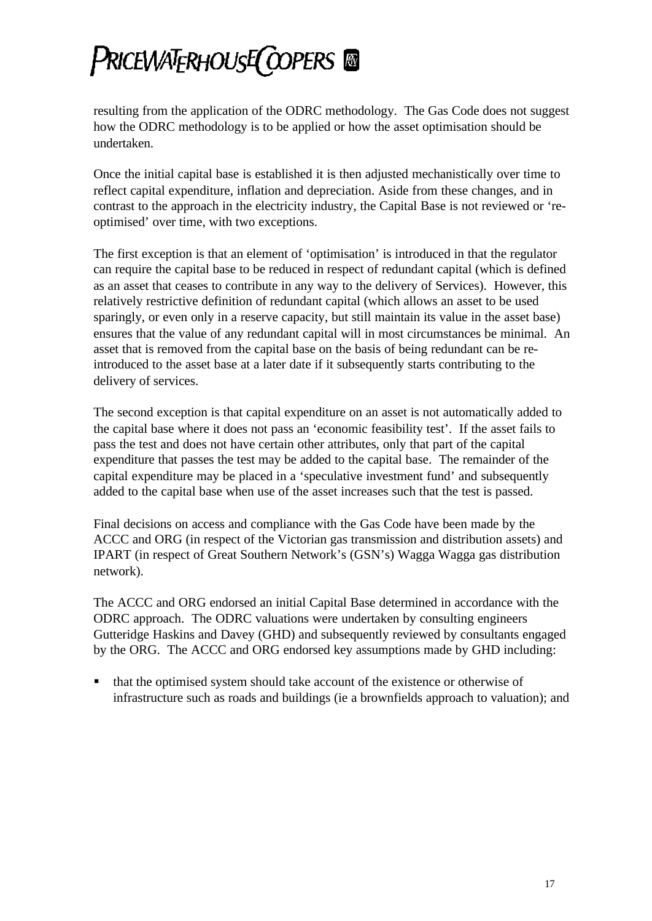resulting from the application of the ODRC methodology. The Gas Code does not suggest how the ODRC methodology is to be applied or how the asset optimisation should be undertaken.

Once the initial capital base is established it is then adjusted mechanistically over time to reflect capital expenditure, inflation and depreciation. Aside from these changes, and in contrast to the approach in the electricity industry, the Capital Base is not reviewed or 're-optimised' over time, with two exceptions.

The first exception is that an element of 'optimisation' is introduced in that the regulator can require the capital base to be reduced in respect of redundant capital (which is defined as an asset that ceases to contribute in any way to the delivery of Services). However, this relatively restrictive definition of redundant capital (which allows an asset to be used sparingly, or even only in a reserve capacity, but still maintain its value in the asset base) ensures that the value of any redundant capital will in most circumstances be minimal. An asset that is removed from the capital base on the basis of being redundant can be re-introduced to the asset base at a later date if it subsequently starts contributing to the delivery of services.

The second exception is that capital expenditure on an asset is not automatically added to the capital base where it does not pass an 'economic feasibility test'. If the asset fails to pass the test and does not have certain other attributes, only that part of the capital expenditure that passes the test may be added to the capital base. The remainder of the capital expenditure may be placed in a 'speculative investment fund' and subsequently added to the capital base when use of the asset increases such that the test is passed.

Final decisions on access and compliance with the Gas Code have been made by the ACCC and ORG (in respect of the Victorian gas transmission and distribution assets) and IPART (in respect of Great Southern Network's (GSN's) Wagga Wagga gas distribution network).

The ACCC and ORG endorsed an initial Capital Base determined in accordance with the ODRC approach. The ODRC valuations were undertaken by consulting engineers Gutteridge Haskins and Davey (GHD) and subsequently reviewed by consultants engaged by the ORG. The ACCC and ORG endorsed key assumptions made by GHD including:

- that the optimised system should take account of the existence or otherwise of infrastructure such as roads and buildings (ie a brownfields approach to valuation); and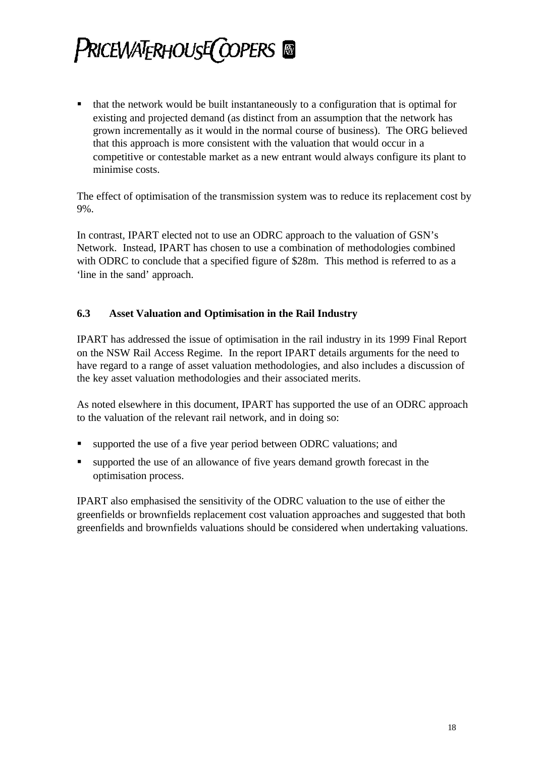- that the network would be built instantaneously to a configuration that is optimal for existing and projected demand (as distinct from an assumption that the network has grown incrementally as it would in the normal course of business). The ORG believed that this approach is more consistent with the valuation that would occur in a competitive or contestable market as a new entrant would always configure its plant to minimise costs.

The effect of optimisation of the transmission system was to reduce its replacement cost by 9%.

In contrast, IPART elected not to use an ODRC approach to the valuation of GSN's Network. Instead, IPART has chosen to use a combination of methodologies combined with ODRC to conclude that a specified figure of $28m. This method is referred to as a 'line in the sand' approach.

### 6.3 Asset Valuation and Optimisation in the Rail Industry

IPART has addressed the issue of optimisation in the rail industry in its 1999 Final Report on the NSW Rail Access Regime. In the report IPART details arguments for the need to have regard to a range of asset valuation methodologies, and also includes a discussion of the key asset valuation methodologies and their associated merits.

As noted elsewhere in this document, IPART has supported the use of an ODRC approach to the valuation of the relevant rail network, and in doing so:

- supported the use of a five year period between ODRC valuations; and
- supported the use of an allowance of five years demand growth forecast in the optimisation process.

IPART also emphasised the sensitivity of the ODRC valuation to the use of either the greenfields or brownfields replacement cost valuation approaches and suggested that both greenfields and brownfields valuations should be considered when undertaking valuations.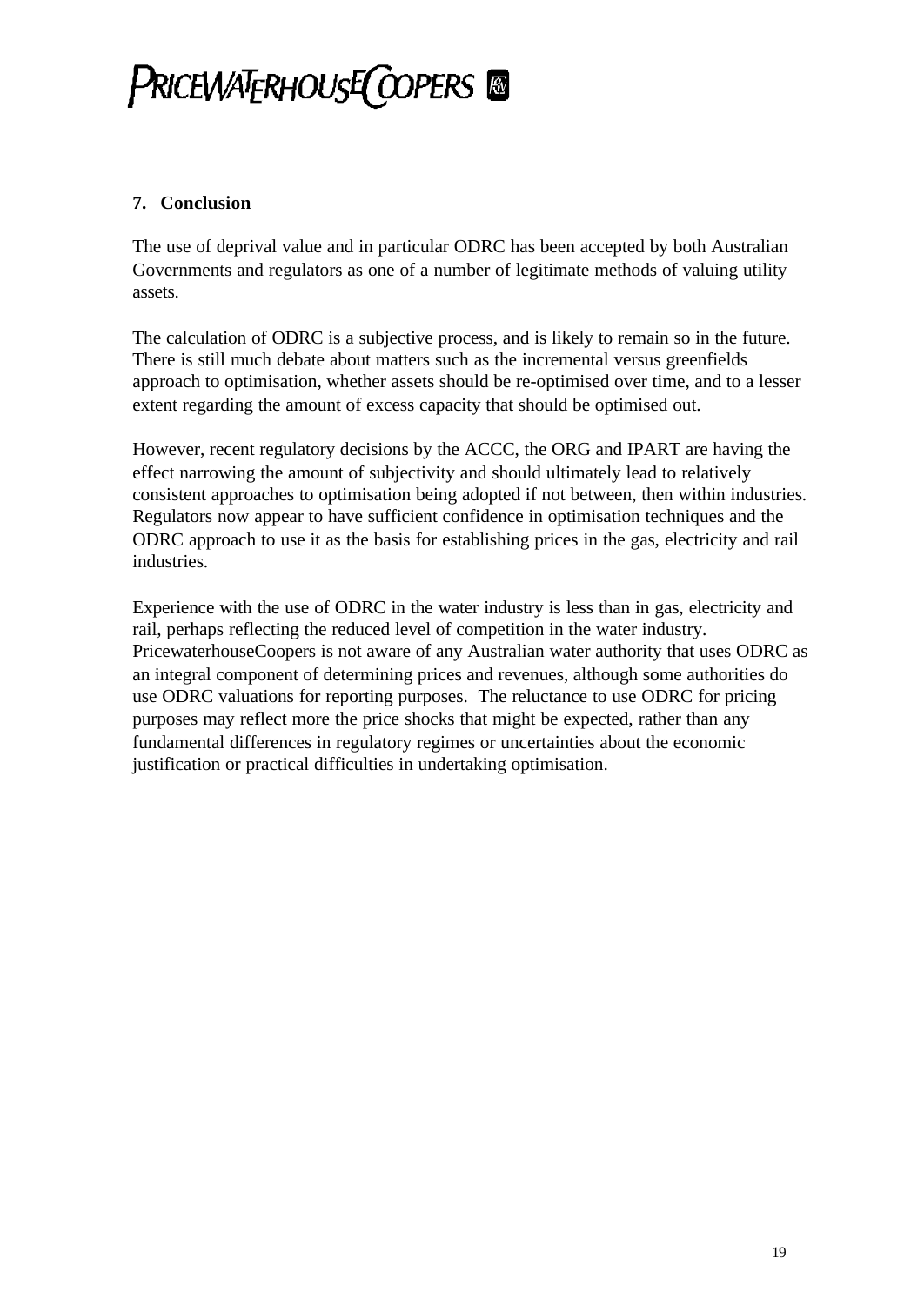## 7. Conclusion

The use of deprival value and in particular ODRC has been accepted by both Australian Governments and regulators as one of a number of legitimate methods of valuing utility assets.

The calculation of ODRC is a subjective process, and is likely to remain so in the future. There is still much debate about matters such as the incremental versus greenfields approach to optimisation, whether assets should be re-optimised over time, and to a lesser extent regarding the amount of excess capacity that should be optimised out.

However, recent regulatory decisions by the ACCC, the ORG and IPART are having the effect narrowing the amount of subjectivity and should ultimately lead to relatively consistent approaches to optimisation being adopted if not between, then within industries. Regulators now appear to have sufficient confidence in optimisation techniques and the ODRC approach to use it as the basis for establishing prices in the gas, electricity and rail industries.

Experience with the use of ODRC in the water industry is less than in gas, electricity and rail, perhaps reflecting the reduced level of competition in the water industry. PricewaterhouseCoopers is not aware of any Australian water authority that uses ODRC as an integral component of determining prices and revenues, although some authorities do use ODRC valuations for reporting purposes. The reluctance to use ODRC for pricing purposes may reflect more the price shocks that might be expected, rather than any fundamental differences in regulatory regimes or uncertainties about the economic justification or practical difficulties in undertaking optimisation.